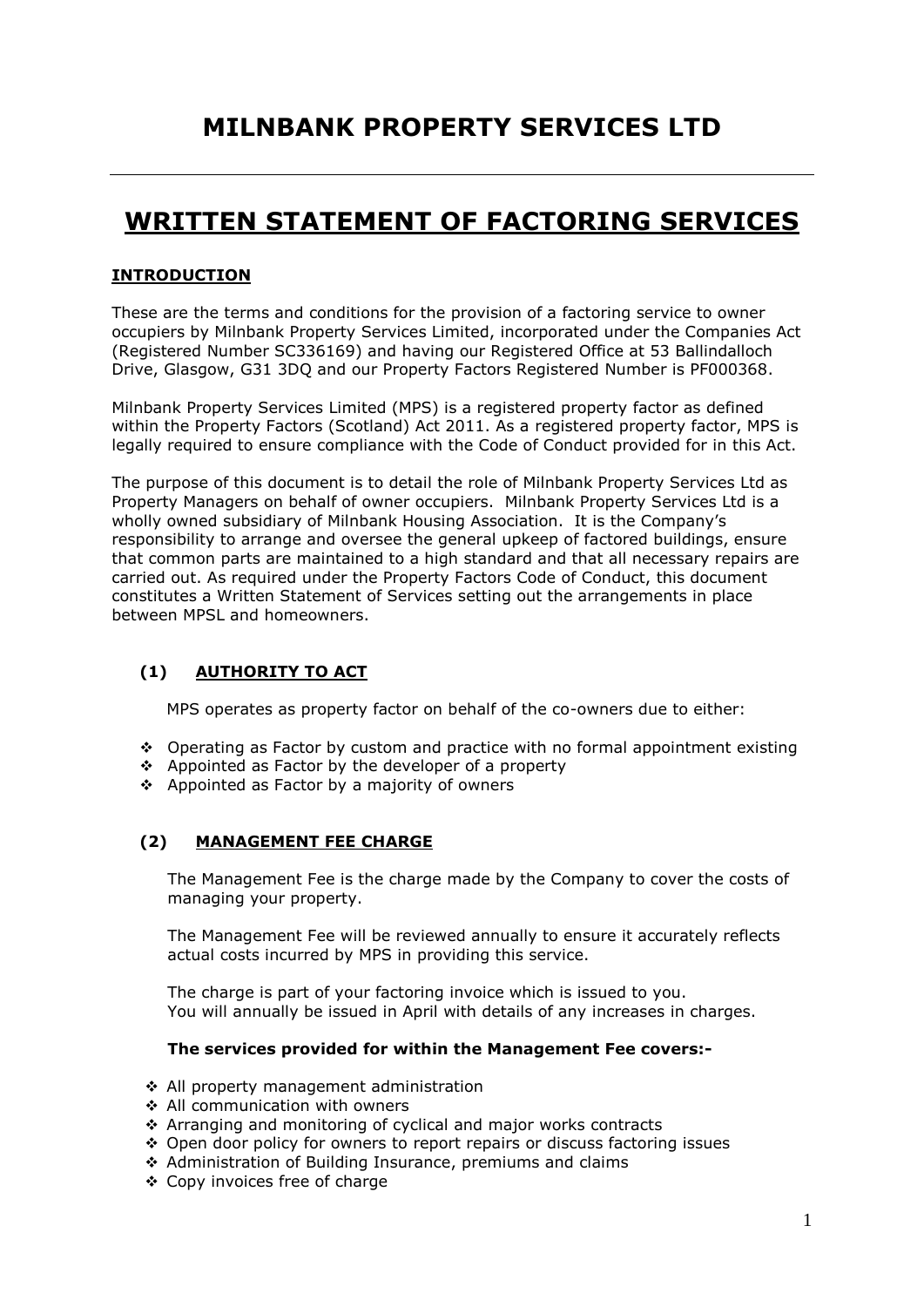# MILNBANK PROPERTY SERVICES LTD

---

## WRITTEN STATEMENT OF FACTORING SERVICES

### INTRODUCTION

These are the terms and conditions for the provision of a factoring service to owner occupiers by Milnbank Property Services Limited, incorporated under the Companies Act (Registered Number SC336169) and having our Registered Office at 53 Ballindalloch Drive, Glasgow, G31 3DQ and our Property Factors Registered Number is PF000368.

Milnbank Property Services Limited (MPS) is a registered property factor as defined within the Property Factors (Scotland) Act 2011. As a registered property factor, MPS is legally required to ensure compliance with the Code of Conduct provided for in this Act.

The purpose of this document is to detail the role of Milnbank Property Services Ltd as Property Managers on behalf of owner occupiers. Milnbank Property Services Ltd is a wholly owned subsidiary of Milnbank Housing Association. It is the Company's responsibility to arrange and oversee the general upkeep of factored buildings, ensure that common parts are maintained to a high standard and that all necessary repairs are carried out. As required under the Property Factors Code of Conduct, this document constitutes a Written Statement of Services setting out the arrangements in place between MPSL and homeowners.

### (1) AUTHORITY TO ACT

MPS operates as property factor on behalf of the co-owners due to either:

- Operating as Factor by custom and practice with no formal appointment existing
- Appointed as Factor by the developer of a property
- Appointed as Factor by a majority of owners

### (2) MANAGEMENT FEE CHARGE

The Management Fee is the charge made by the Company to cover the costs of managing your property.

The Management Fee will be reviewed annually to ensure it accurately reflects actual costs incurred by MPS in providing this service.

The charge is part of your factoring invoice which is issued to you.
You will annually be issued in April with details of any increases in charges.

**The services provided for within the Management Fee covers:-**

- All property management administration
- All communication with owners
- Arranging and monitoring of cyclical and major works contracts
- Open door policy for owners to report repairs or discuss factoring issues
- Administration of Building Insurance, premiums and claims
- Copy invoices free of charge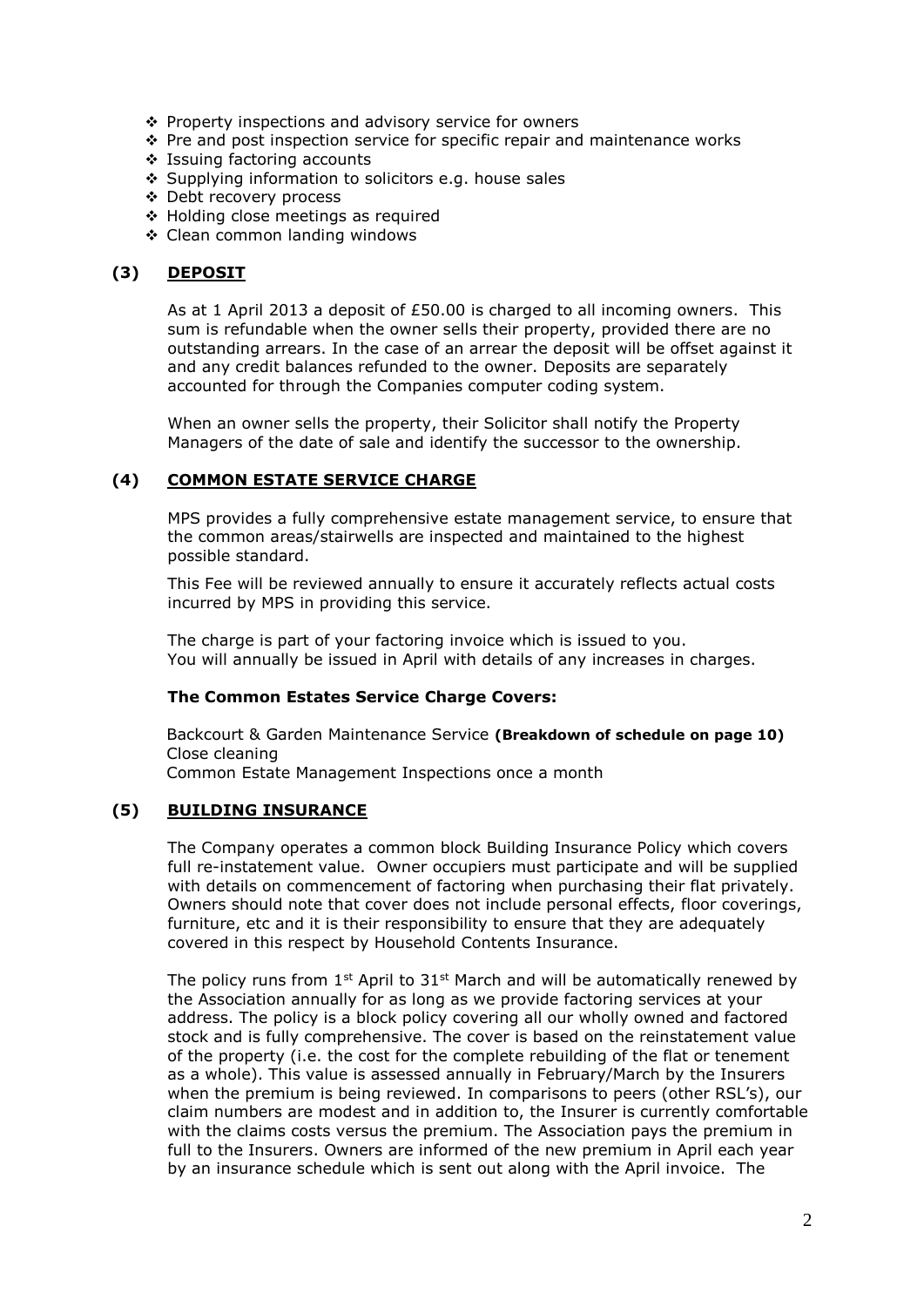- Property inspections and advisory service for owners
- Pre and post inspection service for specific repair and maintenance works
- Issuing factoring accounts
- Supplying information to solicitors e.g. house sales
- Debt recovery process
- Holding close meetings as required
- Clean common landing windows

## (3) DEPOSIT

As at 1 April 2013 a deposit of £50.00 is charged to all incoming owners. This sum is refundable when the owner sells their property, provided there are no outstanding arrears. In the case of an arrear the deposit will be offset against it and any credit balances refunded to the owner. Deposits are separately accounted for through the Companies computer coding system.

When an owner sells the property, their Solicitor shall notify the Property Managers of the date of sale and identify the successor to the ownership.

## (4) COMMON ESTATE SERVICE CHARGE

MPS provides a fully comprehensive estate management service, to ensure that the common areas/stairwells are inspected and maintained to the highest possible standard.

This Fee will be reviewed annually to ensure it accurately reflects actual costs incurred by MPS in providing this service.

The charge is part of your factoring invoice which is issued to you.
You will annually be issued in April with details of any increases in charges.

**The Common Estates Service Charge Covers:**

Backcourt & Garden Maintenance Service **(Breakdown of schedule on page 10)**
Close cleaning
Common Estate Management Inspections once a month

## (5) BUILDING INSURANCE

The Company operates a common block Building Insurance Policy which covers full re-instatement value. Owner occupiers must participate and will be supplied with details on commencement of factoring when purchasing their flat privately. Owners should note that cover does not include personal effects, floor coverings, furniture, etc and it is their responsibility to ensure that they are adequately covered in this respect by Household Contents Insurance.

The policy runs from 1st April to 31st March and will be automatically renewed by the Association annually for as long as we provide factoring services at your address. The policy is a block policy covering all our wholly owned and factored stock and is fully comprehensive. The cover is based on the reinstatement value of the property (i.e. the cost for the complete rebuilding of the flat or tenement as a whole). This value is assessed annually in February/March by the Insurers when the premium is being reviewed. In comparisons to peers (other RSL's), our claim numbers are modest and in addition to, the Insurer is currently comfortable with the claims costs versus the premium. The Association pays the premium in full to the Insurers. Owners are informed of the new premium in April each year by an insurance schedule which is sent out along with the April invoice. The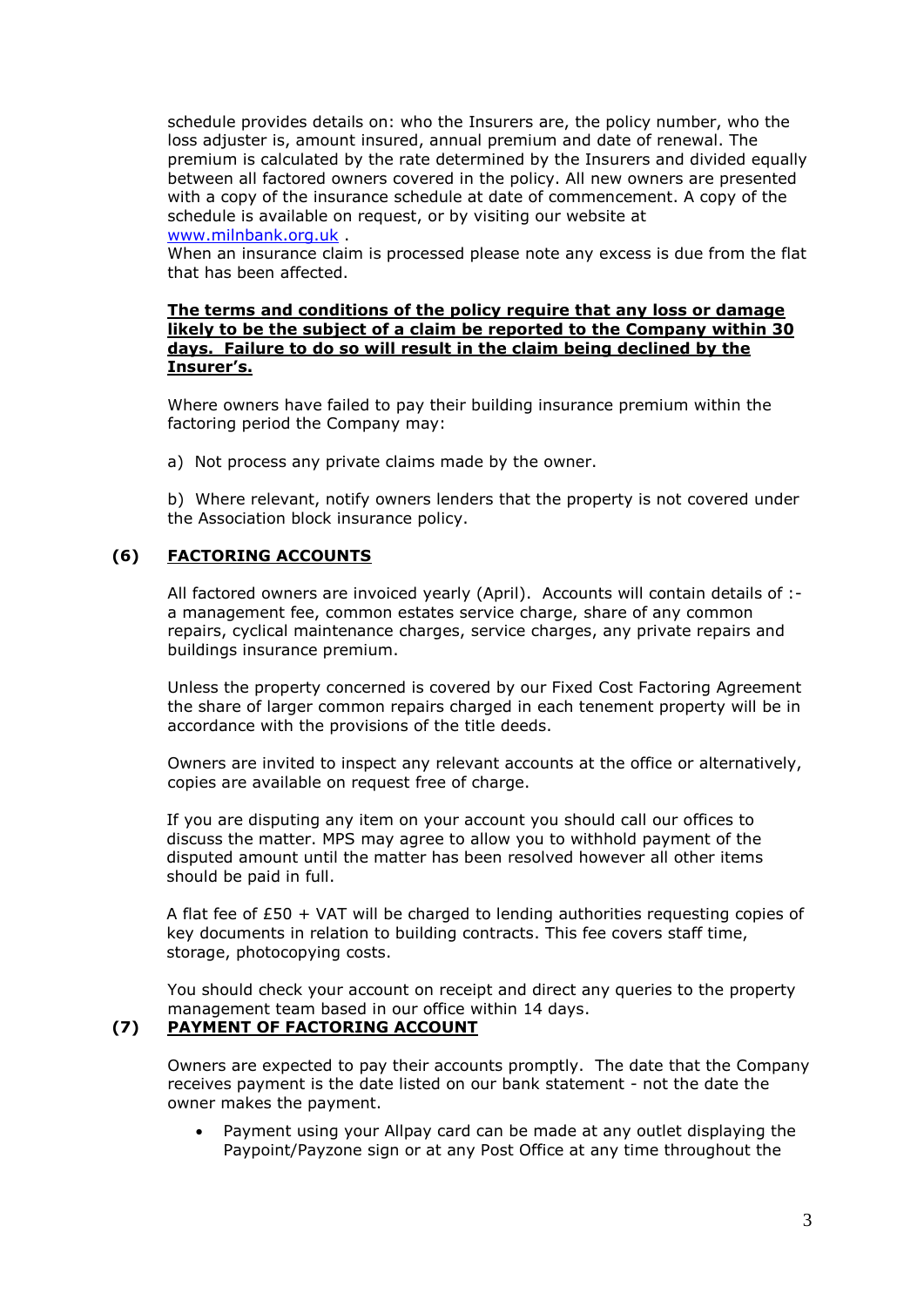schedule provides details on: who the Insurers are, the policy number, who the loss adjuster is, amount insured, annual premium and date of renewal. The premium is calculated by the rate determined by the Insurers and divided equally between all factored owners covered in the policy. All new owners are presented with a copy of the insurance schedule at date of commencement. A copy of the schedule is available on request, or by visiting our website at [www.milnbank.org.uk](http://www.milnbank.org.uk) .

When an insurance claim is processed please note any excess is due from the flat that has been affected.

**The terms and conditions of the policy require that any loss or damage likely to be the subject of a claim be reported to the Company within 30 days. Failure to do so will result in the claim being declined by the Insurer's.**

Where owners have failed to pay their building insurance premium within the factoring period the Company may:

a) Not process any private claims made by the owner.

b) Where relevant, notify owners lenders that the property is not covered under the Association block insurance policy.

## (6) FACTORING ACCOUNTS

All factored owners are invoiced yearly (April). Accounts will contain details of :- a management fee, common estates service charge, share of any common repairs, cyclical maintenance charges, service charges, any private repairs and buildings insurance premium.

Unless the property concerned is covered by our Fixed Cost Factoring Agreement the share of larger common repairs charged in each tenement property will be in accordance with the provisions of the title deeds.

Owners are invited to inspect any relevant accounts at the office or alternatively, copies are available on request free of charge.

If you are disputing any item on your account you should call our offices to discuss the matter. MPS may agree to allow you to withhold payment of the disputed amount until the matter has been resolved however all other items should be paid in full.

A flat fee of £50 + VAT will be charged to lending authorities requesting copies of key documents in relation to building contracts. This fee covers staff time, storage, photocopying costs.

You should check your account on receipt and direct any queries to the property management team based in our office within 14 days.

## (7) PAYMENT OF FACTORING ACCOUNT

Owners are expected to pay their accounts promptly. The date that the Company receives payment is the date listed on our bank statement - not the date the owner makes the payment.

- Payment using your Allpay card can be made at any outlet displaying the Paypoint/Payzone sign or at any Post Office at any time throughout the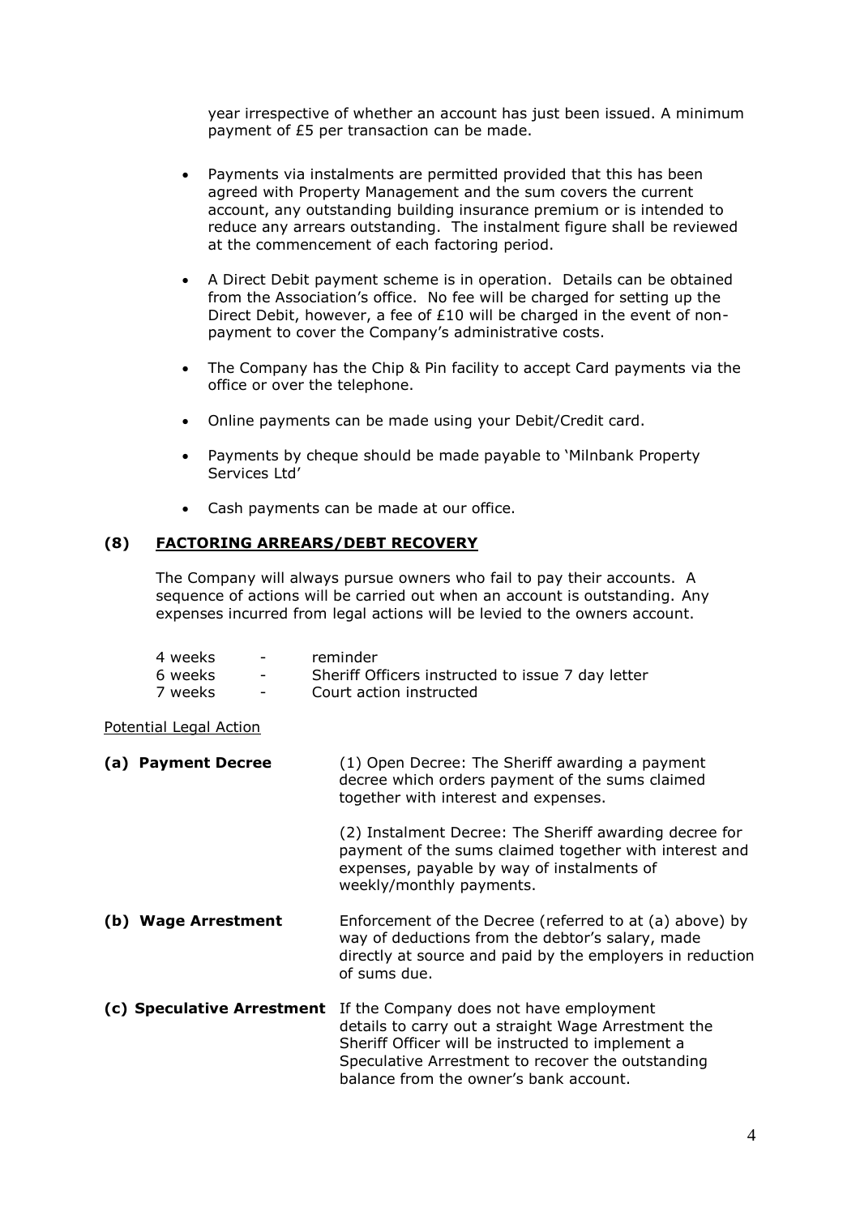year irrespective of whether an account has just been issued. A minimum payment of £5 per transaction can be made.

- Payments via instalments are permitted provided that this has been agreed with Property Management and the sum covers the current account, any outstanding building insurance premium or is intended to reduce any arrears outstanding. The instalment figure shall be reviewed at the commencement of each factoring period.
- A Direct Debit payment scheme is in operation. Details can be obtained from the Association's office. No fee will be charged for setting up the Direct Debit, however, a fee of £10 will be charged in the event of non-payment to cover the Company's administrative costs.
- The Company has the Chip & Pin facility to accept Card payments via the office or over the telephone.
- Online payments can be made using your Debit/Credit card.
- Payments by cheque should be made payable to 'Milnbank Property Services Ltd'
- Cash payments can be made at our office.

## (8) FACTORING ARREARS/DEBT RECOVERY

The Company will always pursue owners who fail to pay their accounts. A sequence of actions will be carried out when an account is outstanding. Any expenses incurred from legal actions will be levied to the owners account.

| | | |
|---|---|---|
| 4 weeks | - | reminder |
| 6 weeks | - | Sheriff Officers instructed to issue 7 day letter |
| 7 weeks | - | Court action instructed |

Potential Legal Action

**(a) Payment Decree**

(1) Open Decree: The Sheriff awarding a payment decree which orders payment of the sums claimed together with interest and expenses.

(2) Instalment Decree: The Sheriff awarding decree for payment of the sums claimed together with interest and expenses, payable by way of instalments of weekly/monthly payments.

**(b) Wage Arrestment**

Enforcement of the Decree (referred to at (a) above) by way of deductions from the debtor's salary, made directly at source and paid by the employers in reduction of sums due.

**(c) Speculative Arrestment**

If the Company does not have employment details to carry out a straight Wage Arrestment the Sheriff Officer will be instructed to implement a Speculative Arrestment to recover the outstanding balance from the owner's bank account.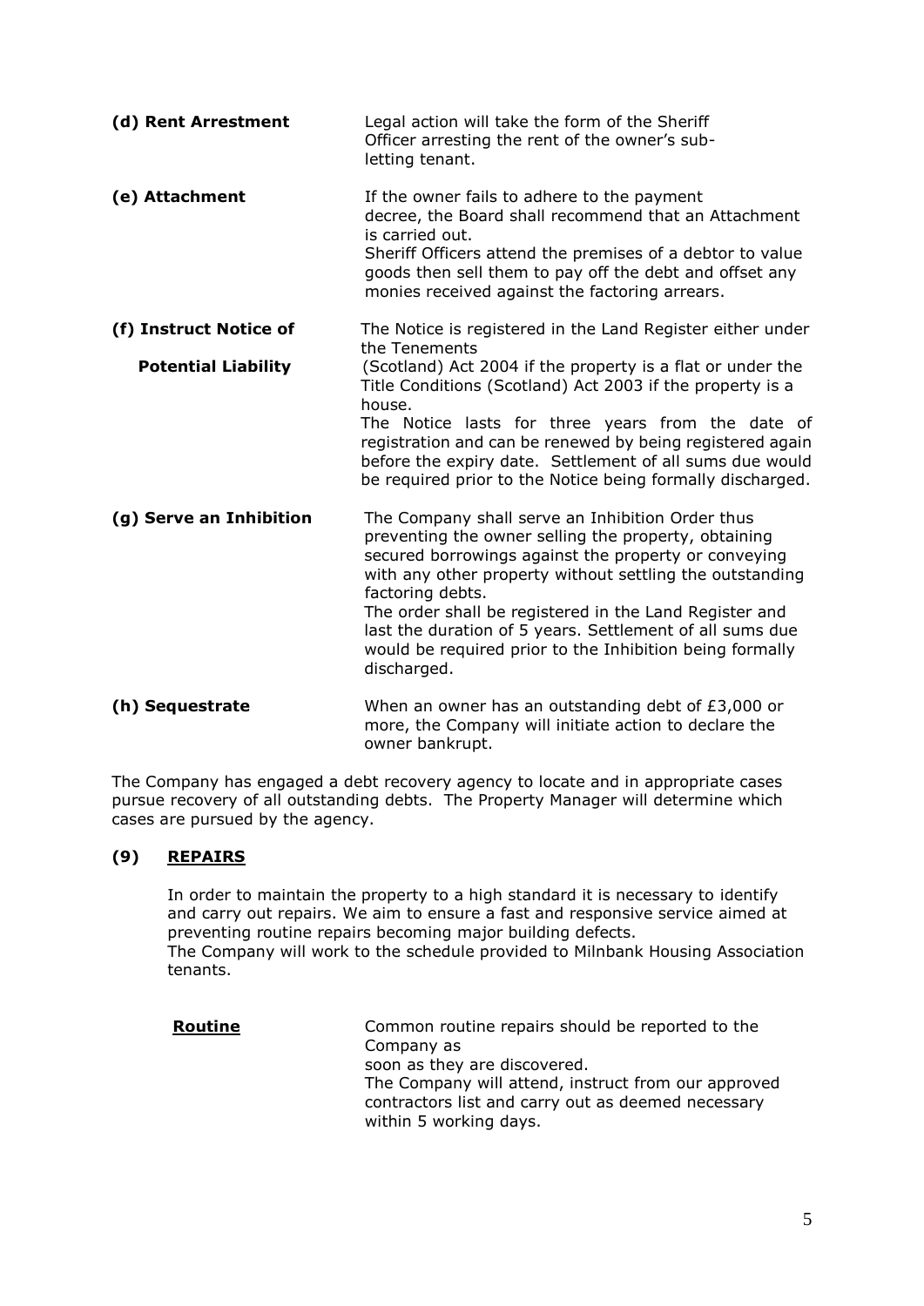**(d) Rent Arrestment**

Legal action will take the form of the Sheriff Officer arresting the rent of the owner's sub-letting tenant.

**(e) Attachment**

If the owner fails to adhere to the payment decree, the Board shall recommend that an Attachment is carried out.
Sheriff Officers attend the premises of a debtor to value goods then sell them to pay off the debt and offset any monies received against the factoring arrears.

**(f) Instruct Notice of Potential Liability**

The Notice is registered in the Land Register either under the Tenements (Scotland) Act 2004 if the property is a flat or under the Title Conditions (Scotland) Act 2003 if the property is a house.
The Notice lasts for three years from the date of registration and can be renewed by being registered again before the expiry date. Settlement of all sums due would be required prior to the Notice being formally discharged.

**(g) Serve an Inhibition**

The Company shall serve an Inhibition Order thus preventing the owner selling the property, obtaining secured borrowings against the property or conveying with any other property without settling the outstanding factoring debts.
The order shall be registered in the Land Register and last the duration of 5 years. Settlement of all sums due would be required prior to the Inhibition being formally discharged.

**(h) Sequestrate**

When an owner has an outstanding debt of £3,000 or more, the Company will initiate action to declare the owner bankrupt.

The Company has engaged a debt recovery agency to locate and in appropriate cases pursue recovery of all outstanding debts. The Property Manager will determine which cases are pursued by the agency.

## (9) REPAIRS

In order to maintain the property to a high standard it is necessary to identify and carry out repairs. We aim to ensure a fast and responsive service aimed at preventing routine repairs becoming major building defects.
The Company will work to the schedule provided to Milnbank Housing Association tenants.

**Routine**

Common routine repairs should be reported to the Company as soon as they are discovered.
The Company will attend, instruct from our approved contractors list and carry out as deemed necessary within 5 working days.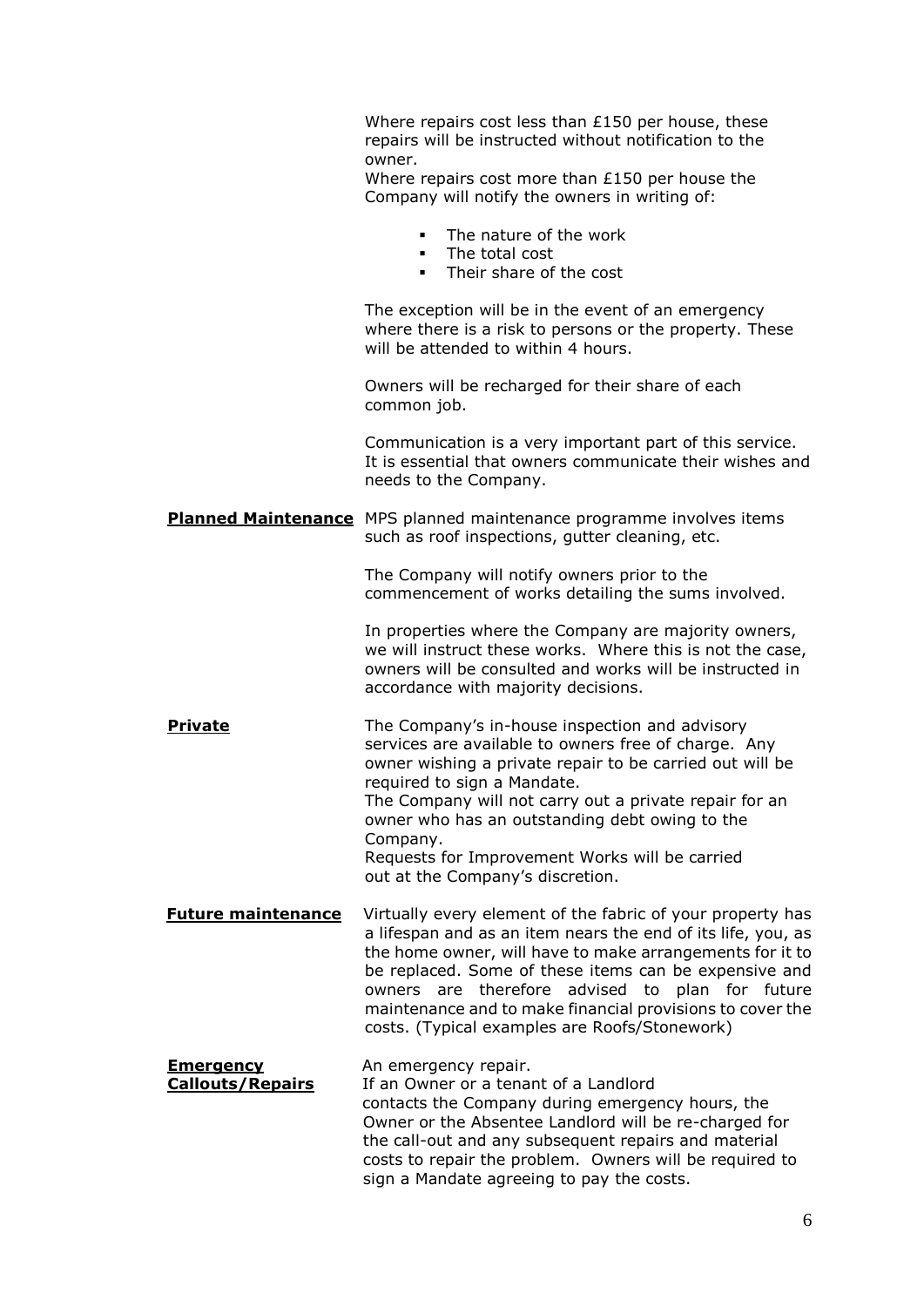Where repairs cost less than £150 per house, these repairs will be instructed without notification to the owner.
Where repairs cost more than £150 per house the Company will notify the owners in writing of:

- The nature of the work
- The total cost
- Their share of the cost

The exception will be in the event of an emergency where there is a risk to persons or the property. These will be attended to within 4 hours.

Owners will be recharged for their share of each common job.

Communication is a very important part of this service. It is essential that owners communicate their wishes and needs to the Company.

**Planned Maintenance** MPS planned maintenance programme involves items such as roof inspections, gutter cleaning, etc.

The Company will notify owners prior to the commencement of works detailing the sums involved.

In properties where the Company are majority owners, we will instruct these works. Where this is not the case, owners will be consulted and works will be instructed in accordance with majority decisions.

**Private** The Company's in-house inspection and advisory services are available to owners free of charge. Any owner wishing a private repair to be carried out will be required to sign a Mandate.
The Company will not carry out a private repair for an owner who has an outstanding debt owing to the Company.
Requests for Improvement Works will be carried out at the Company's discretion.

**Future maintenance** Virtually every element of the fabric of your property has a lifespan and as an item nears the end of its life, you, as the home owner, will have to make arrangements for it to be replaced. Some of these items can be expensive and owners are therefore advised to plan for future maintenance and to make financial provisions to cover the costs. (Typical examples are Roofs/Stonework)

**Emergency Callouts/Repairs** An emergency repair.
If an Owner or a tenant of a Landlord contacts the Company during emergency hours, the Owner or the Absentee Landlord will be re-charged for the call-out and any subsequent repairs and material costs to repair the problem. Owners will be required to sign a Mandate agreeing to pay the costs.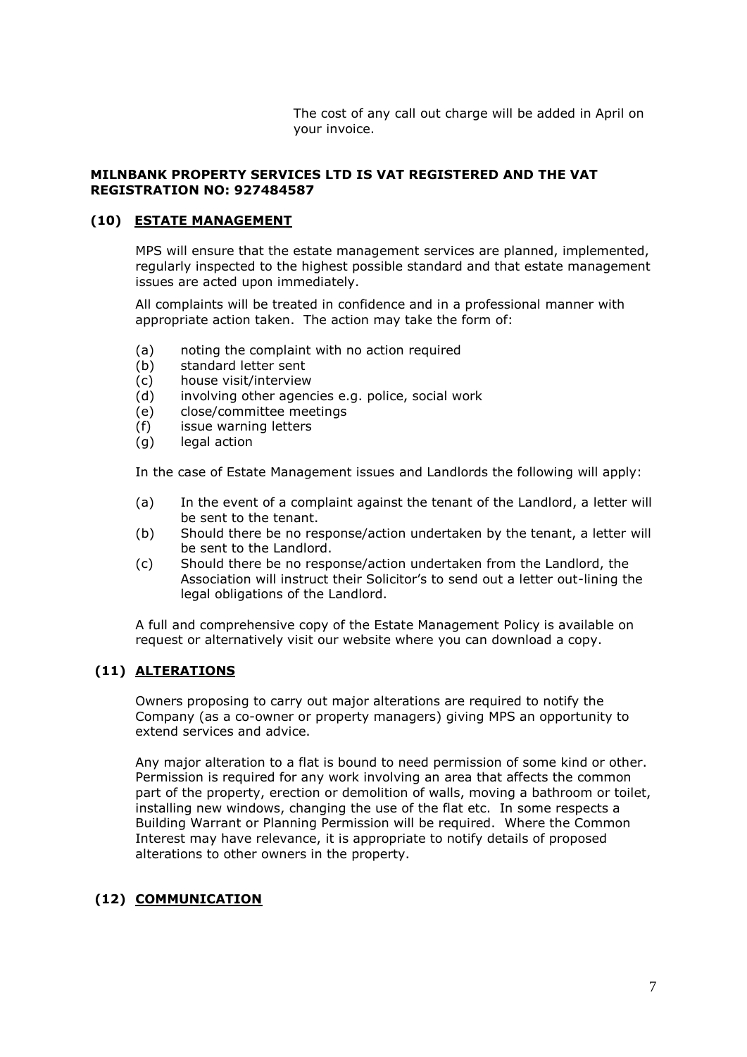The cost of any call out charge will be added in April on your invoice.

**MILNBANK PROPERTY SERVICES LTD IS VAT REGISTERED AND THE VAT REGISTRATION NO: 927484587**

## (10) ESTATE MANAGEMENT

MPS will ensure that the estate management services are planned, implemented, regularly inspected to the highest possible standard and that estate management issues are acted upon immediately.

All complaints will be treated in confidence and in a professional manner with appropriate action taken. The action may take the form of:

- (a) noting the complaint with no action required
- (b) standard letter sent
- (c) house visit/interview
- (d) involving other agencies e.g. police, social work
- (e) close/committee meetings
- (f) issue warning letters
- (g) legal action

In the case of Estate Management issues and Landlords the following will apply:

- (a) In the event of a complaint against the tenant of the Landlord, a letter will be sent to the tenant.
- (b) Should there be no response/action undertaken by the tenant, a letter will be sent to the Landlord.
- (c) Should there be no response/action undertaken from the Landlord, the Association will instruct their Solicitor's to send out a letter out-lining the legal obligations of the Landlord.

A full and comprehensive copy of the Estate Management Policy is available on request or alternatively visit our website where you can download a copy.

## (11) ALTERATIONS

Owners proposing to carry out major alterations are required to notify the Company (as a co-owner or property managers) giving MPS an opportunity to extend services and advice.

Any major alteration to a flat is bound to need permission of some kind or other. Permission is required for any work involving an area that affects the common part of the property, erection or demolition of walls, moving a bathroom or toilet, installing new windows, changing the use of the flat etc. In some respects a Building Warrant or Planning Permission will be required. Where the Common Interest may have relevance, it is appropriate to notify details of proposed alterations to other owners in the property.

## (12) COMMUNICATION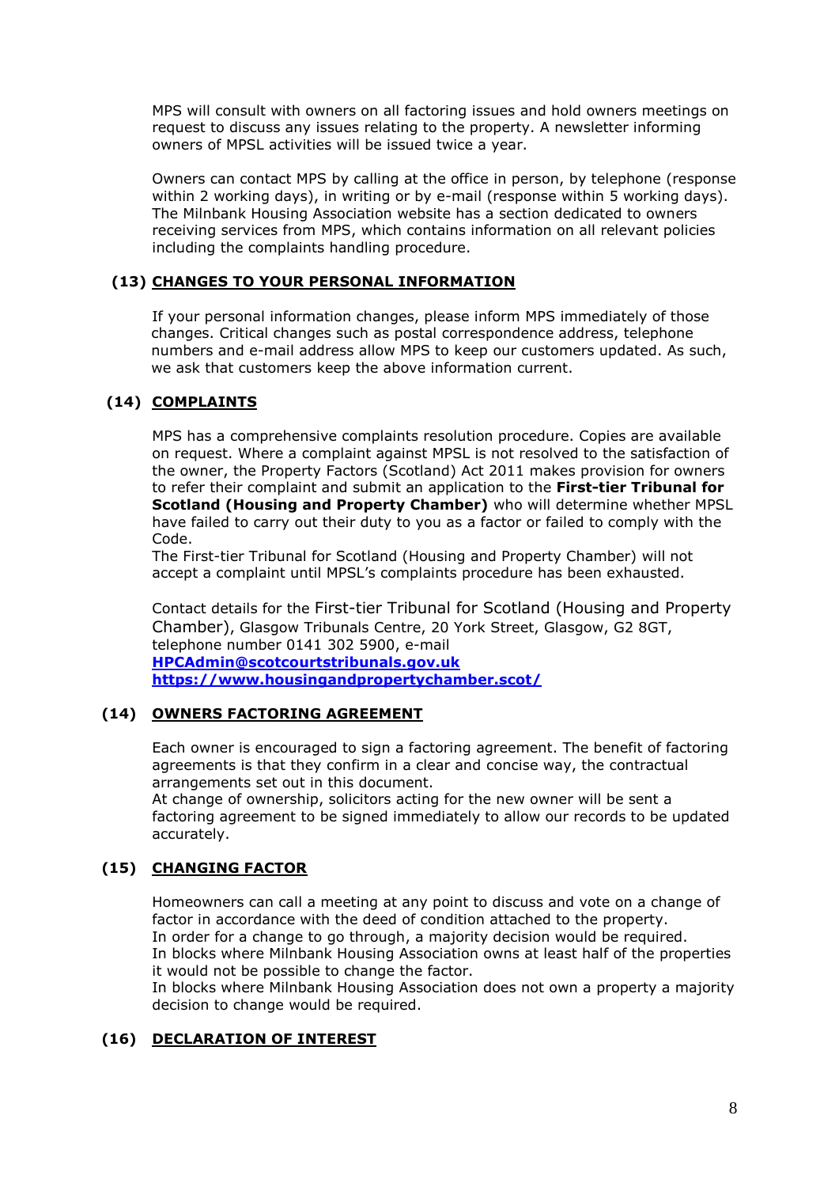MPS will consult with owners on all factoring issues and hold owners meetings on request to discuss any issues relating to the property. A newsletter informing owners of MPSL activities will be issued twice a year.

Owners can contact MPS by calling at the office in person, by telephone (response within 2 working days), in writing or by e-mail (response within 5 working days). The Milnbank Housing Association website has a section dedicated to owners receiving services from MPS, which contains information on all relevant policies including the complaints handling procedure.

## (13) CHANGES TO YOUR PERSONAL INFORMATION

If your personal information changes, please inform MPS immediately of those changes. Critical changes such as postal correspondence address, telephone numbers and e-mail address allow MPS to keep our customers updated. As such, we ask that customers keep the above information current.

## (14) COMPLAINTS

MPS has a comprehensive complaints resolution procedure. Copies are available on request. Where a complaint against MPSL is not resolved to the satisfaction of the owner, the Property Factors (Scotland) Act 2011 makes provision for owners to refer their complaint and submit an application to the **First-tier Tribunal for Scotland (Housing and Property Chamber)** who will determine whether MPSL have failed to carry out their duty to you as a factor or failed to comply with the Code.

The First-tier Tribunal for Scotland (Housing and Property Chamber) will not accept a complaint until MPSL's complaints procedure has been exhausted.

Contact details for the First-tier Tribunal for Scotland (Housing and Property Chamber), Glasgow Tribunals Centre, 20 York Street, Glasgow, G2 8GT, telephone number 0141 302 5900, e-mail
**HPCAdmin@scotcourtstribunals.gov.uk**
**https://www.housingandpropertychamber.scot/**

## (14) OWNERS FACTORING AGREEMENT

Each owner is encouraged to sign a factoring agreement. The benefit of factoring agreements is that they confirm in a clear and concise way, the contractual arrangements set out in this document.

At change of ownership, solicitors acting for the new owner will be sent a factoring agreement to be signed immediately to allow our records to be updated accurately.

## (15) CHANGING FACTOR

Homeowners can call a meeting at any point to discuss and vote on a change of factor in accordance with the deed of condition attached to the property.

In order for a change to go through, a majority decision would be required.

In blocks where Milnbank Housing Association owns at least half of the properties it would not be possible to change the factor.

In blocks where Milnbank Housing Association does not own a property a majority decision to change would be required.

## (16) DECLARATION OF INTEREST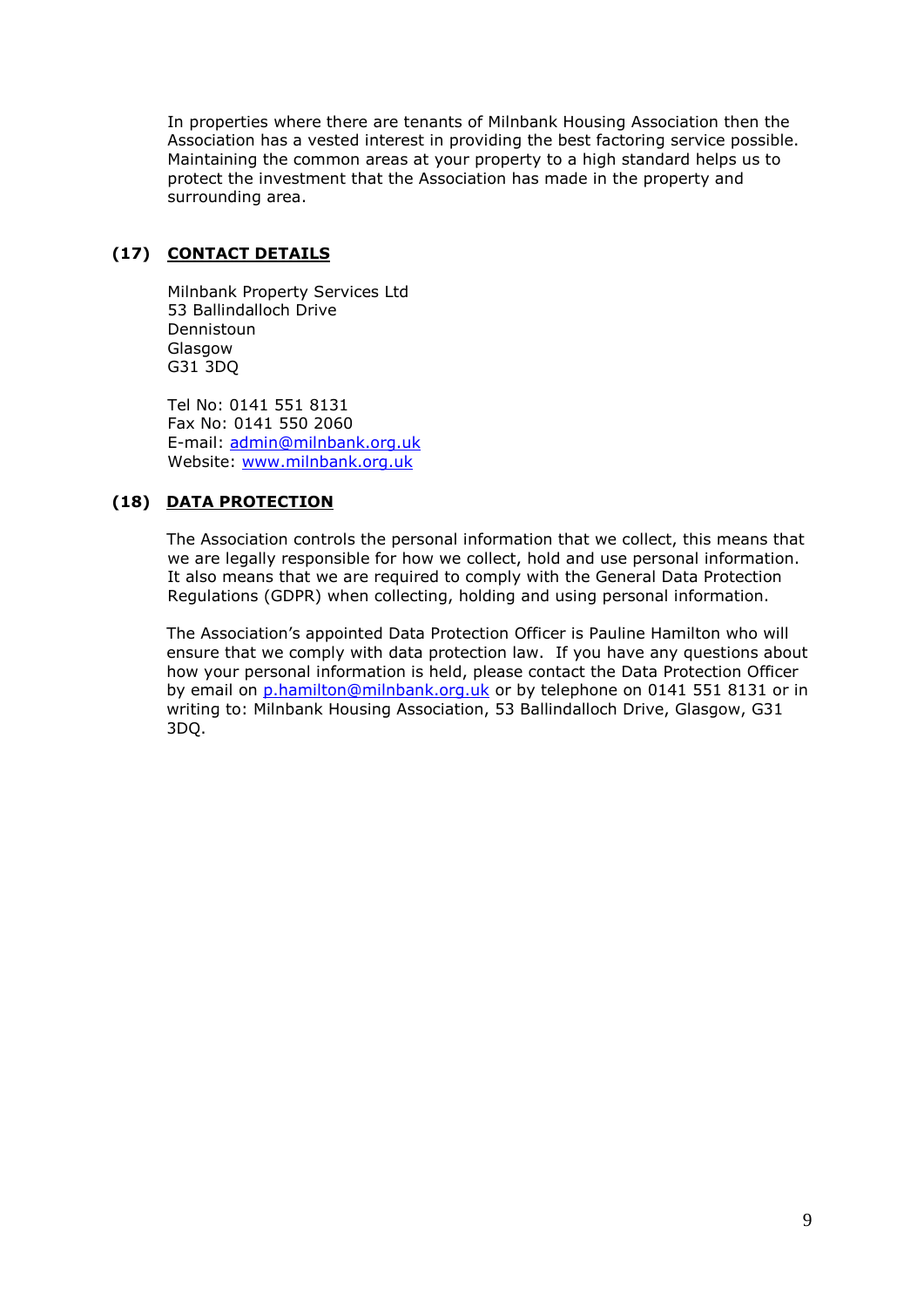In properties where there are tenants of Milnbank Housing Association then the Association has a vested interest in providing the best factoring service possible. Maintaining the common areas at your property to a high standard helps us to protect the investment that the Association has made in the property and surrounding area.

## (17) CONTACT DETAILS

Milnbank Property Services Ltd
53 Ballindalloch Drive
Dennistoun
Glasgow
G31 3DQ

Tel No: 0141 551 8131
Fax No: 0141 550 2060
E-mail: admin@milnbank.org.uk
Website: www.milnbank.org.uk

## (18) DATA PROTECTION

The Association controls the personal information that we collect, this means that we are legally responsible for how we collect, hold and use personal information. It also means that we are required to comply with the General Data Protection Regulations (GDPR) when collecting, holding and using personal information.

The Association's appointed Data Protection Officer is Pauline Hamilton who will ensure that we comply with data protection law. If you have any questions about how your personal information is held, please contact the Data Protection Officer by email on p.hamilton@milnbank.org.uk or by telephone on 0141 551 8131 or in writing to: Milnbank Housing Association, 53 Ballindalloch Drive, Glasgow, G31 3DQ.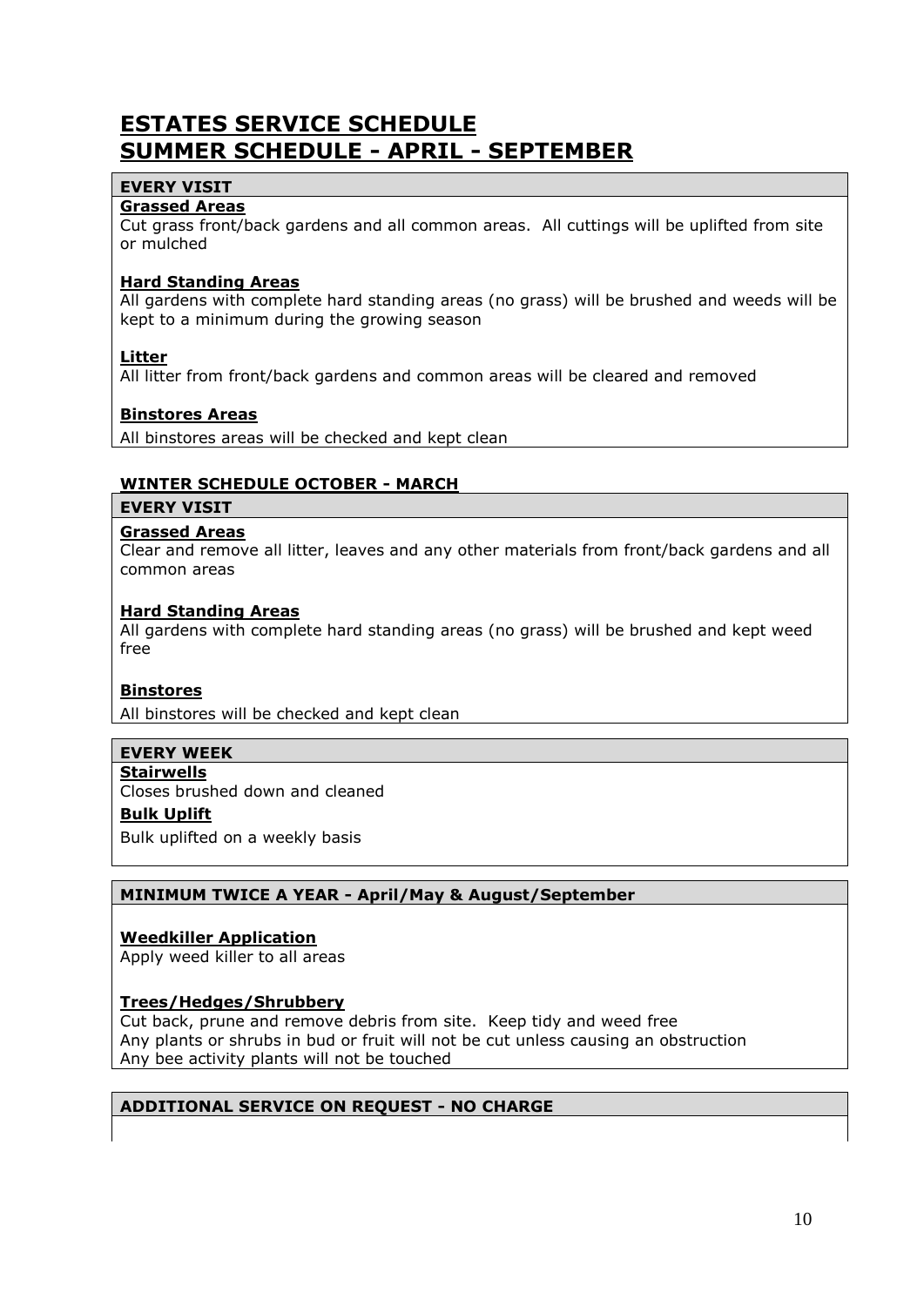# ESTATES SERVICE SCHEDULE
# SUMMER SCHEDULE - APRIL - SEPTEMBER

### EVERY VISIT

**Grassed Areas**
Cut grass front/back gardens and all common areas. All cuttings will be uplifted from site or mulched

**Hard Standing Areas**
All gardens with complete hard standing areas (no grass) will be brushed and weeds will be kept to a minimum during the growing season

**Litter**
All litter from front/back gardens and common areas will be cleared and removed

**Binstores Areas**
All binstores areas will be checked and kept clean

## WINTER SCHEDULE OCTOBER - MARCH

### EVERY VISIT

**Grassed Areas**
Clear and remove all litter, leaves and any other materials from front/back gardens and all common areas

**Hard Standing Areas**
All gardens with complete hard standing areas (no grass) will be brushed and kept weed free

**Binstores**
All binstores will be checked and kept clean

### EVERY WEEK

**Stairwells**
Closes brushed down and cleaned

**Bulk Uplift**
Bulk uplifted on a weekly basis

### MINIMUM TWICE A YEAR - April/May & August/September

**Weedkiller Application**
Apply weed killer to all areas

**Trees/Hedges/Shrubbery**
Cut back, prune and remove debris from site. Keep tidy and weed free
Any plants or shrubs in bud or fruit will not be cut unless causing an obstruction
Any bee activity plants will not be touched

### ADDITIONAL SERVICE ON REQUEST - NO CHARGE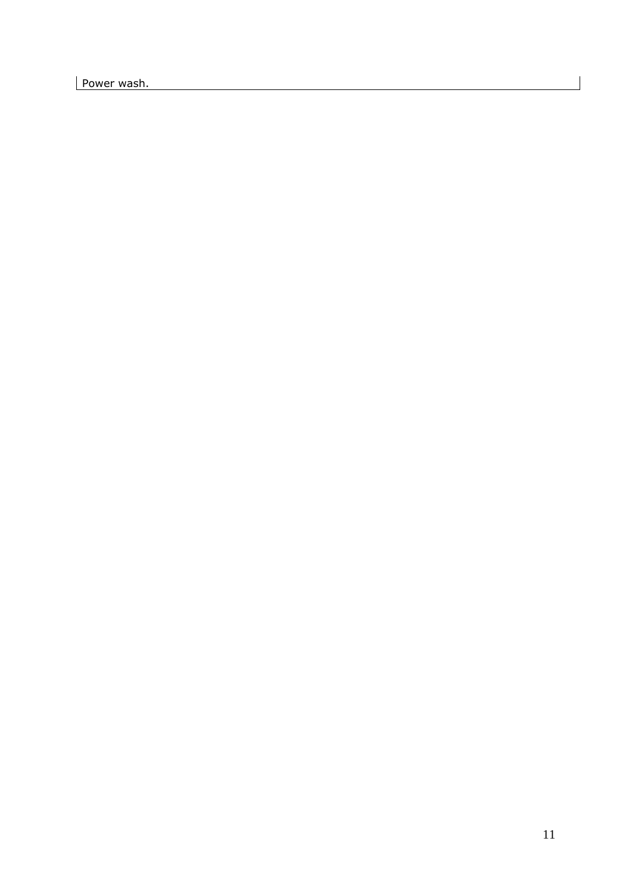Power wash.